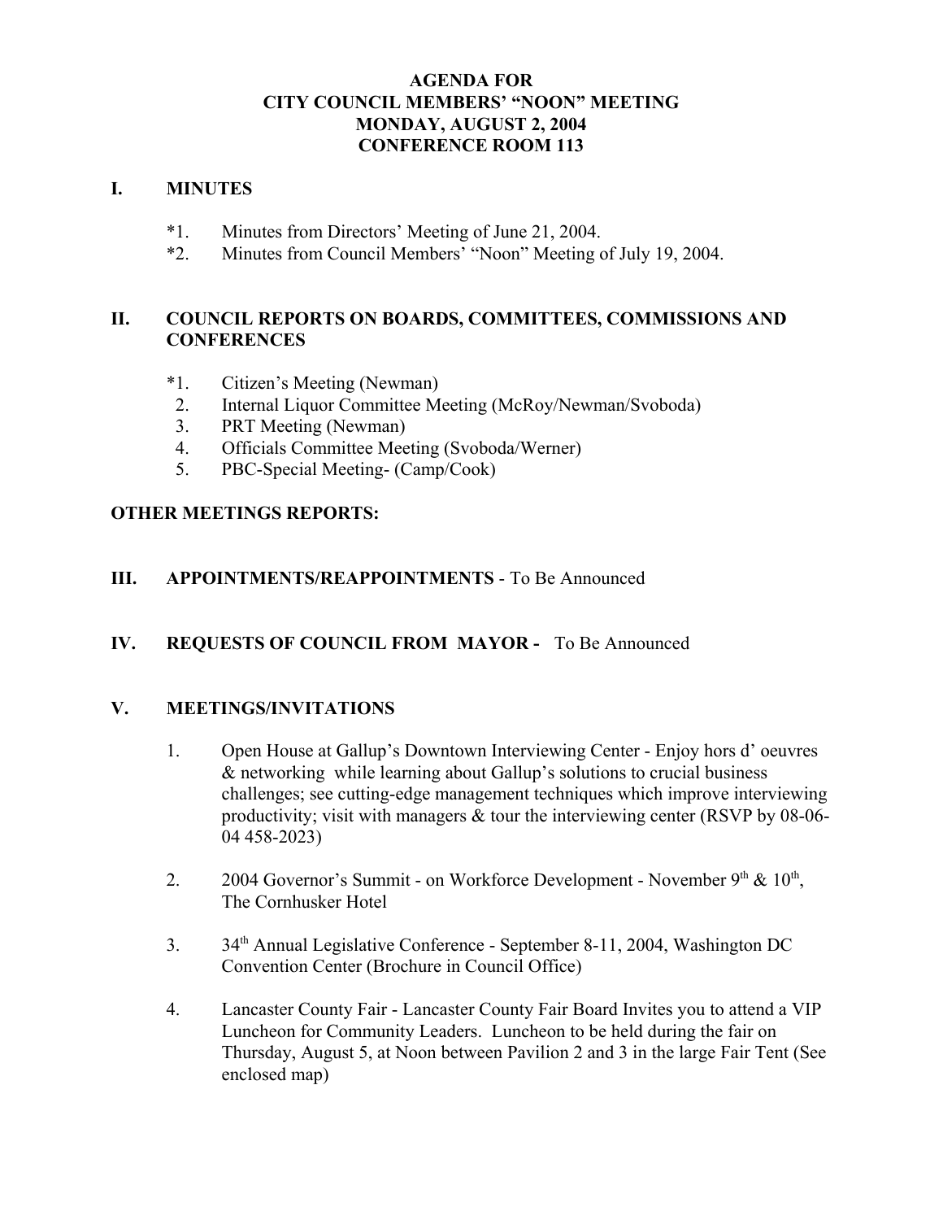# AGENDA FOR
# CITY COUNCIL MEMBERS' "NOON" MEETING
# MONDAY, AUGUST 2, 2004
# CONFERENCE ROOM 113

## I. MINUTES

*1. Minutes from Directors' Meeting of June 21, 2004.
*2. Minutes from Council Members' "Noon" Meeting of July 19, 2004.

## II. COUNCIL REPORTS ON BOARDS, COMMITTEES, COMMISSIONS AND CONFERENCES

*1. Citizen's Meeting (Newman)
2. Internal Liquor Committee Meeting (McRoy/Newman/Svoboda)
3. PRT Meeting (Newman)
4. Officials Committee Meeting (Svoboda/Werner)
5. PBC-Special Meeting- (Camp/Cook)

**OTHER MEETINGS REPORTS:**

## III. APPOINTMENTS/REAPPOINTMENTS - To Be Announced

## IV. REQUESTS OF COUNCIL FROM MAYOR - To Be Announced

## V. MEETINGS/INVITATIONS

1. Open House at Gallup's Downtown Interviewing Center - Enjoy hors d' oeuvres & networking while learning about Gallup's solutions to crucial business challenges; see cutting-edge management techniques which improve interviewing productivity; visit with managers & tour the interviewing center (RSVP by 08-06-04 458-2023)

2. 2004 Governor's Summit - on Workforce Development - November 9th & 10th, The Cornhusker Hotel

3. 34th Annual Legislative Conference - September 8-11, 2004, Washington DC Convention Center (Brochure in Council Office)

4. Lancaster County Fair - Lancaster County Fair Board Invites you to attend a VIP Luncheon for Community Leaders. Luncheon to be held during the fair on Thursday, August 5, at Noon between Pavilion 2 and 3 in the large Fair Tent (See enclosed map)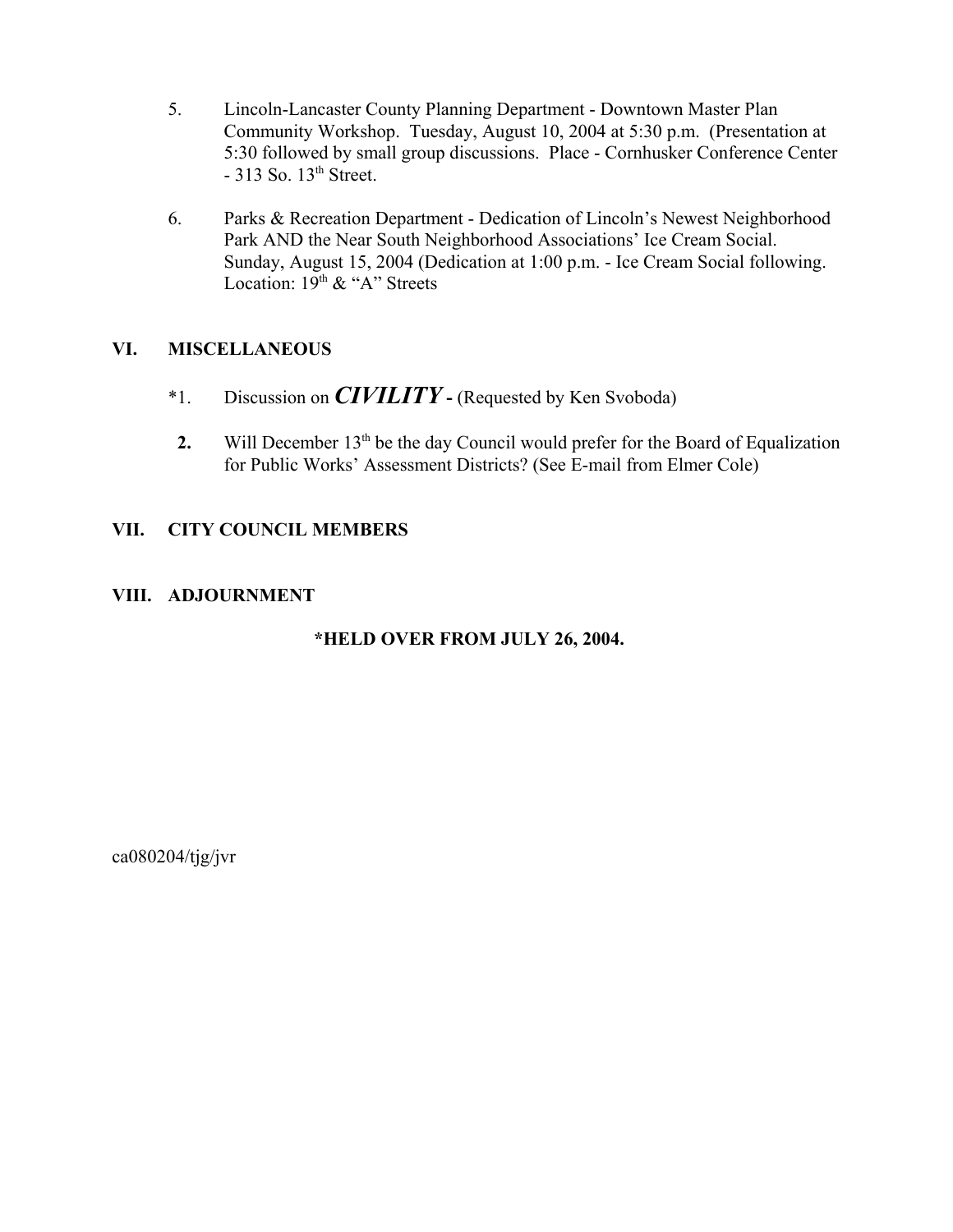5. Lincoln-Lancaster County Planning Department - Downtown Master Plan Community Workshop. Tuesday, August 10, 2004 at 5:30 p.m. (Presentation at 5:30 followed by small group discussions. Place - Cornhusker Conference Center - 313 So. 13th Street.

6. Parks & Recreation Department - Dedication of Lincoln's Newest Neighborhood Park AND the Near South Neighborhood Associations' Ice Cream Social. Sunday, August 15, 2004 (Dedication at 1:00 p.m. - Ice Cream Social following. Location: 19th & "A" Streets

## VI. MISCELLANEOUS

*1. Discussion on ***CIVILITY*** **-** (Requested by Ken Svoboda)

**2.** Will December 13th be the day Council would prefer for the Board of Equalization for Public Works' Assessment Districts? (See E-mail from Elmer Cole)

## VII. CITY COUNCIL MEMBERS

## VIII. ADJOURNMENT

**\*HELD OVER FROM JULY 26, 2004.**

ca080204/tjg/jvr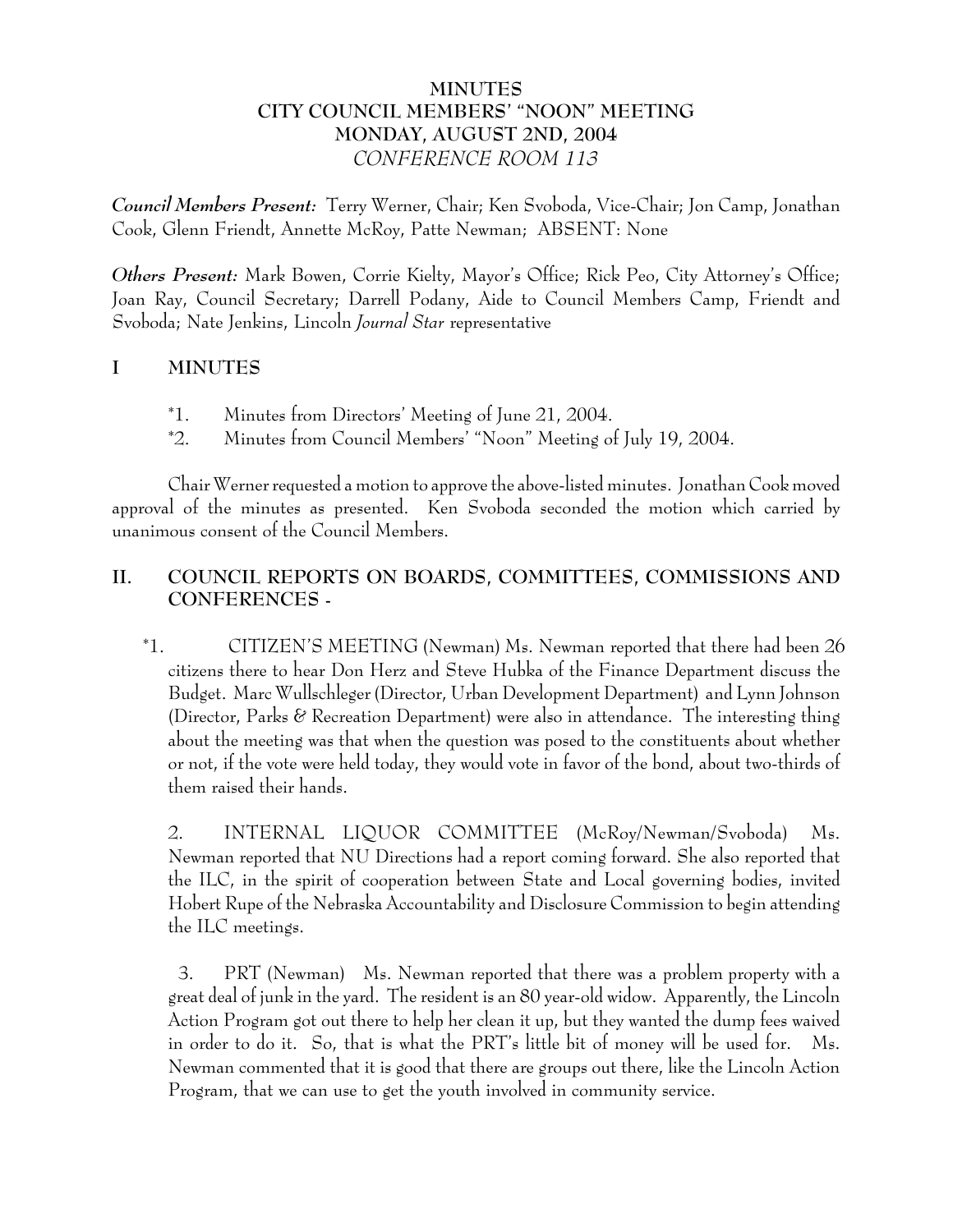# MINUTES
# CITY COUNCIL MEMBERS' "NOON" MEETING
# MONDAY, AUGUST 2ND, 2004
*CONFERENCE ROOM 113*

***Council Members Present:*** Terry Werner, Chair; Ken Svoboda, Vice-Chair; Jon Camp, Jonathan Cook, Glenn Friendt, Annette McRoy, Patte Newman; ABSENT: None

***Others Present:*** Mark Bowen, Corrie Kielty, Mayor's Office; Rick Peo, City Attorney's Office; Joan Ray, Council Secretary; Darrell Podany, Aide to Council Members Camp, Friendt and Svoboda; Nate Jenkins, Lincoln *Journal Star* representative

## I MINUTES

*1. Minutes from Directors' Meeting of June 21, 2004.
*2. Minutes from Council Members' "Noon" Meeting of July 19, 2004.

Chair Werner requested a motion to approve the above-listed minutes. Jonathan Cook moved approval of the minutes as presented. Ken Svoboda seconded the motion which carried by unanimous consent of the Council Members.

## II. COUNCIL REPORTS ON BOARDS, COMMITTEES, COMMISSIONS AND CONFERENCES -

*1. CITIZEN'S MEETING (Newman) Ms. Newman reported that there had been 26 citizens there to hear Don Herz and Steve Hubka of the Finance Department discuss the Budget. Marc Wullschleger (Director, Urban Development Department) and Lynn Johnson (Director, Parks & Recreation Department) were also in attendance. The interesting thing about the meeting was that when the question was posed to the constituents about whether or not, if the vote were held today, they would vote in favor of the bond, about two-thirds of them raised their hands.

2. INTERNAL LIQUOR COMMITTEE (McRoy/Newman/Svoboda) Ms. Newman reported that NU Directions had a report coming forward. She also reported that the ILC, in the spirit of cooperation between State and Local governing bodies, invited Hobert Rupe of the Nebraska Accountability and Disclosure Commission to begin attending the ILC meetings.

3. PRT (Newman) Ms. Newman reported that there was a problem property with a great deal of junk in the yard. The resident is an 80 year-old widow. Apparently, the Lincoln Action Program got out there to help her clean it up, but they wanted the dump fees waived in order to do it. So, that is what the PRT's little bit of money will be used for. Ms. Newman commented that it is good that there are groups out there, like the Lincoln Action Program, that we can use to get the youth involved in community service.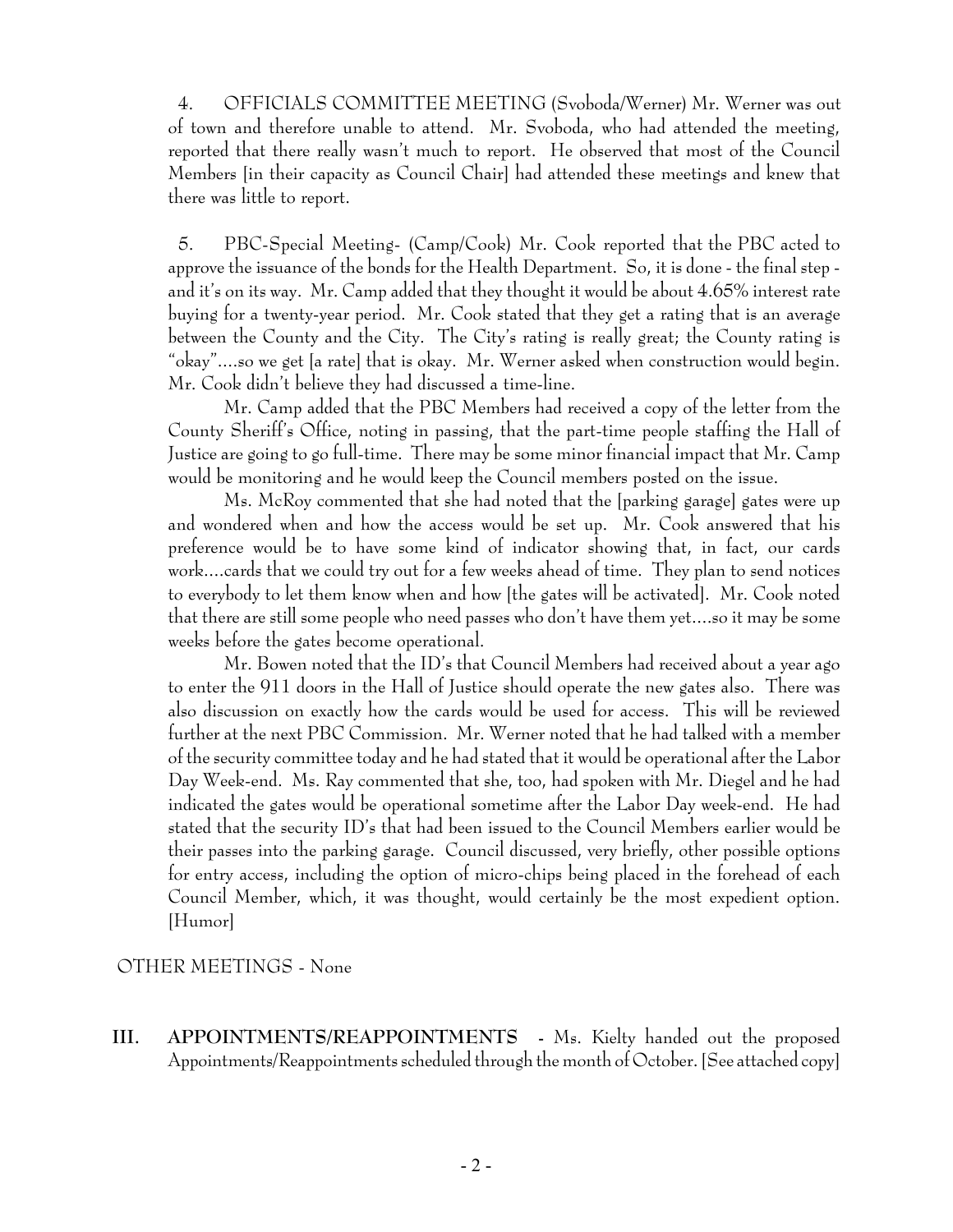4. OFFICIALS COMMITTEE MEETING (Svoboda/Werner) Mr. Werner was out of town and therefore unable to attend. Mr. Svoboda, who had attended the meeting, reported that there really wasn't much to report. He observed that most of the Council Members [in their capacity as Council Chair] had attended these meetings and knew that there was little to report.

5. PBC-Special Meeting- (Camp/Cook) Mr. Cook reported that the PBC acted to approve the issuance of the bonds for the Health Department. So, it is done - the final step - and it's on its way. Mr. Camp added that they thought it would be about 4.65% interest rate buying for a twenty-year period. Mr. Cook stated that they get a rating that is an average between the County and the City. The City's rating is really great; the County rating is "okay"....so we get [a rate] that is okay. Mr. Werner asked when construction would begin. Mr. Cook didn't believe they had discussed a time-line.

Mr. Camp added that the PBC Members had received a copy of the letter from the County Sheriff's Office, noting in passing, that the part-time people staffing the Hall of Justice are going to go full-time. There may be some minor financial impact that Mr. Camp would be monitoring and he would keep the Council members posted on the issue.

Ms. McRoy commented that she had noted that the [parking garage] gates were up and wondered when and how the access would be set up. Mr. Cook answered that his preference would be to have some kind of indicator showing that, in fact, our cards work....cards that we could try out for a few weeks ahead of time. They plan to send notices to everybody to let them know when and how [the gates will be activated]. Mr. Cook noted that there are still some people who need passes who don't have them yet....so it may be some weeks before the gates become operational.

Mr. Bowen noted that the ID's that Council Members had received about a year ago to enter the 911 doors in the Hall of Justice should operate the new gates also. There was also discussion on exactly how the cards would be used for access. This will be reviewed further at the next PBC Commission. Mr. Werner noted that he had talked with a member of the security committee today and he had stated that it would be operational after the Labor Day Week-end. Ms. Ray commented that she, too, had spoken with Mr. Diegel and he had indicated the gates would be operational sometime after the Labor Day week-end. He had stated that the security ID's that had been issued to the Council Members earlier would be their passes into the parking garage. Council discussed, very briefly, other possible options for entry access, including the option of micro-chips being placed in the forehead of each Council Member, which, it was thought, would certainly be the most expedient option. [Humor]

OTHER MEETINGS - None

**III. APPOINTMENTS/REAPPOINTMENTS** - Ms. Kielty handed out the proposed Appointments/Reappointments scheduled through the month of October. [See attached copy]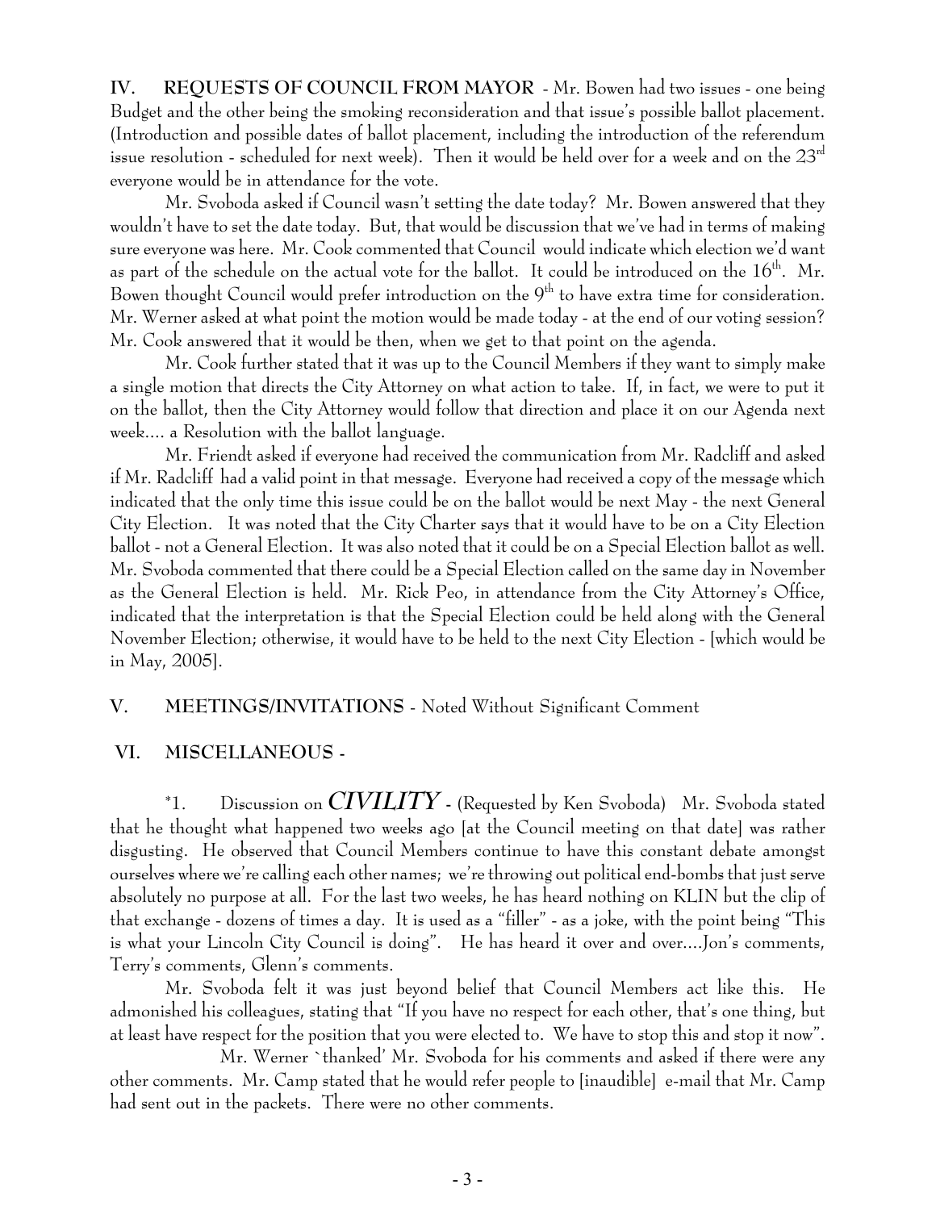**IV. REQUESTS OF COUNCIL FROM MAYOR** - Mr. Bowen had two issues - one being Budget and the other being the smoking reconsideration and that issue's possible ballot placement. (Introduction and possible dates of ballot placement, including the introduction of the referendum issue resolution - scheduled for next week). Then it would be held over for a week and on the 23rd everyone would be in attendance for the vote.

Mr. Svoboda asked if Council wasn't setting the date today? Mr. Bowen answered that they wouldn't have to set the date today. But, that would be discussion that we've had in terms of making sure everyone was here. Mr. Cook commented that Council would indicate which election we'd want as part of the schedule on the actual vote for the ballot. It could be introduced on the 16th. Mr. Bowen thought Council would prefer introduction on the 9th to have extra time for consideration. Mr. Werner asked at what point the motion would be made today - at the end of our voting session? Mr. Cook answered that it would be then, when we get to that point on the agenda.

Mr. Cook further stated that it was up to the Council Members if they want to simply make a single motion that directs the City Attorney on what action to take. If, in fact, we were to put it on the ballot, then the City Attorney would follow that direction and place it on our Agenda next week.... a Resolution with the ballot language.

Mr. Friendt asked if everyone had received the communication from Mr. Radcliff and asked if Mr. Radcliff had a valid point in that message. Everyone had received a copy of the message which indicated that the only time this issue could be on the ballot would be next May - the next General City Election. It was noted that the City Charter says that it would have to be on a City Election ballot - not a General Election. It was also noted that it could be on a Special Election ballot as well. Mr. Svoboda commented that there could be a Special Election called on the same day in November as the General Election is held. Mr. Rick Peo, in attendance from the City Attorney's Office, indicated that the interpretation is that the Special Election could be held along with the General November Election; otherwise, it would have to be held to the next City Election - [which would be in May, 2005].

**V. MEETINGS/INVITATIONS** - Noted Without Significant Comment

**VI. MISCELLANEOUS -**

*1. Discussion on ***CIVILITY*** - (Requested by Ken Svoboda) Mr. Svoboda stated that he thought what happened two weeks ago [at the Council meeting on that date] was rather disgusting. He observed that Council Members continue to have this constant debate amongst ourselves where we're calling each other names; we're throwing out political end-bombs that just serve absolutely no purpose at all. For the last two weeks, he has heard nothing on KLIN but the clip of that exchange - dozens of times a day. It is used as a "filler" - as a joke, with the point being "This is what your Lincoln City Council is doing". He has heard it over and over....Jon's comments, Terry's comments, Glenn's comments.

Mr. Svoboda felt it was just beyond belief that Council Members act like this. He admonished his colleagues, stating that "If you have no respect for each other, that's one thing, but at least have respect for the position that you were elected to. We have to stop this and stop it now".

Mr. Werner `thanked' Mr. Svoboda for his comments and asked if there were any other comments. Mr. Camp stated that he would refer people to [inaudible] e-mail that Mr. Camp had sent out in the packets. There were no other comments.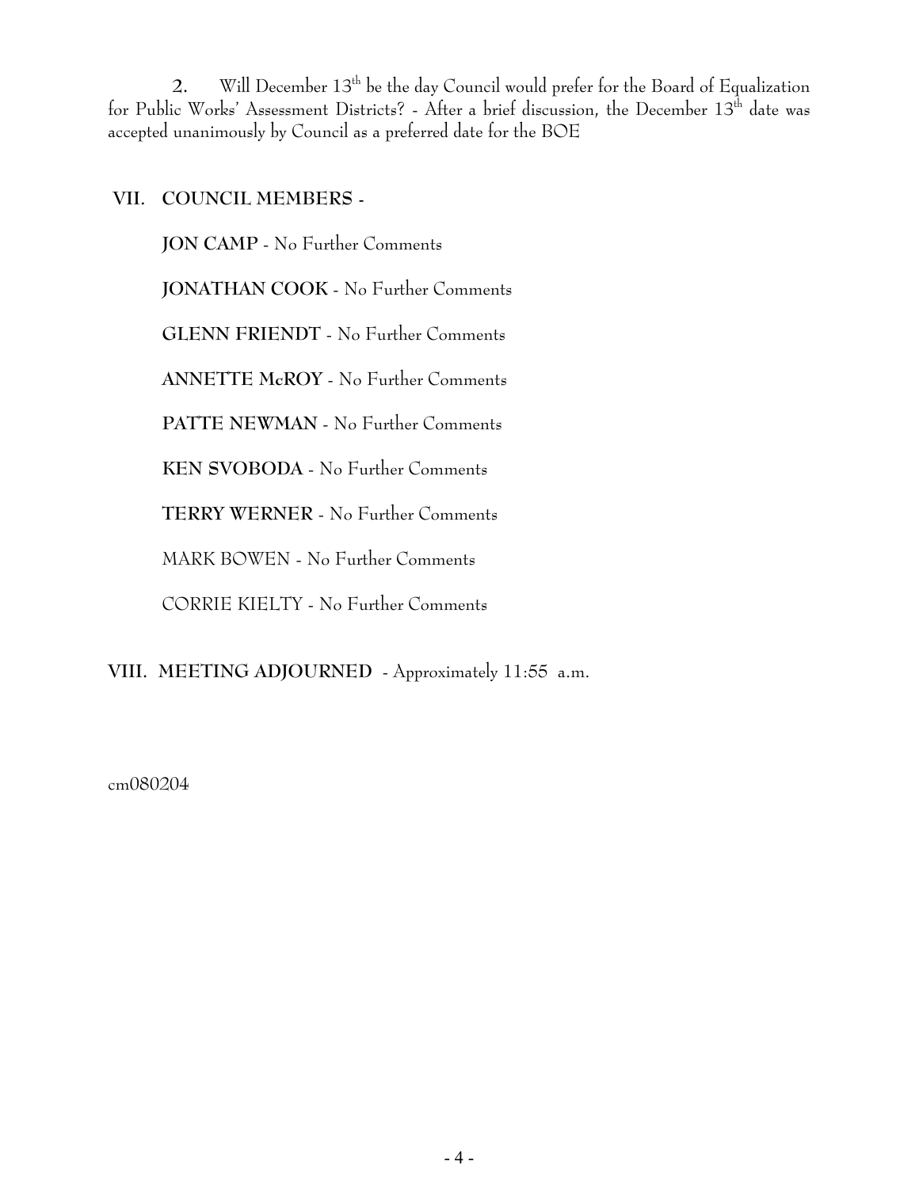**2.** Will December $13^{th}$ be the day Council would prefer for the Board of Equalization for Public Works' Assessment Districts? - After a brief discussion, the December $13^{th}$ date was accepted unanimously by Council as a preferred date for the BOE

## VII. COUNCIL MEMBERS -

**JON CAMP** - No Further Comments

**JONATHAN COOK** - No Further Comments

**GLENN FRIENDT** - No Further Comments

**ANNETTE McROY** - No Further Comments

**PATTE NEWMAN** - No Further Comments

**KEN SVOBODA** - No Further Comments

**TERRY WERNER** - No Further Comments

MARK BOWEN - No Further Comments

CORRIE KIELTY - No Further Comments

## VIII. MEETING ADJOURNED - Approximately 11:55 a.m.

cm080204